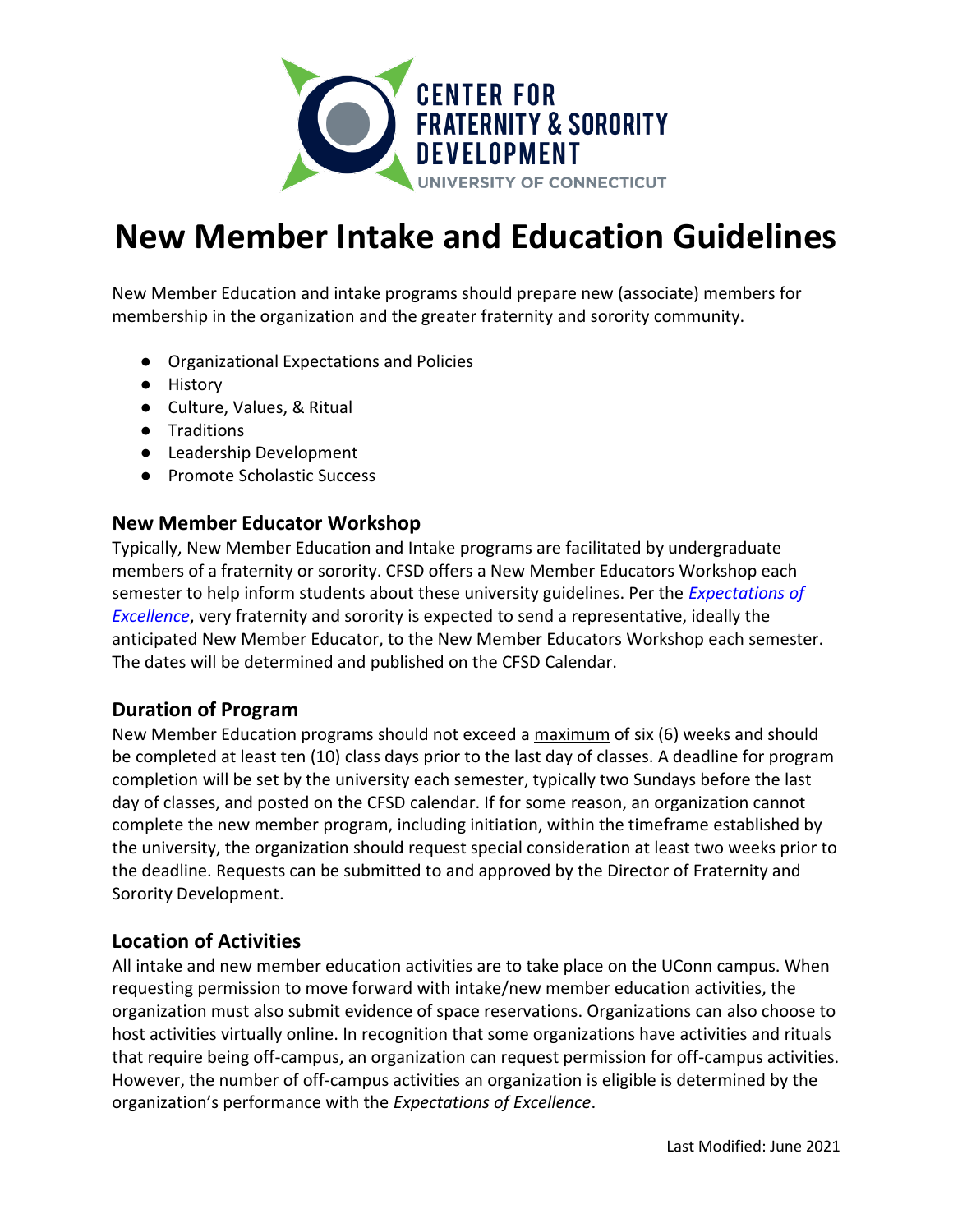CENTER FOR FRATERNITY & SORORITY DEVELOPMENT
UNIVERSITY OF CONNECTICUT

# New Member Intake and Education Guidelines

New Member Education and intake programs should prepare new (associate) members for membership in the organization and the greater fraternity and sorority community.

- Organizational Expectations and Policies
- History
- Culture, Values, & Ritual
- Traditions
- Leadership Development
- Promote Scholastic Success

## New Member Educator Workshop

Typically, New Member Education and Intake programs are facilitated by undergraduate members of a fraternity or sorority. CFSD offers a New Member Educators Workshop each semester to help inform students about these university guidelines. Per the *Expectations of Excellence*, very fraternity and sorority is expected to send a representative, ideally the anticipated New Member Educator, to the New Member Educators Workshop each semester. The dates will be determined and published on the CFSD Calendar.

## Duration of Program

New Member Education programs should not exceed a maximum of six (6) weeks and should be completed at least ten (10) class days prior to the last day of classes. A deadline for program completion will be set by the university each semester, typically two Sundays before the last day of classes, and posted on the CFSD calendar. If for some reason, an organization cannot complete the new member program, including initiation, within the timeframe established by the university, the organization should request special consideration at least two weeks prior to the deadline. Requests can be submitted to and approved by the Director of Fraternity and Sorority Development.

## Location of Activities

All intake and new member education activities are to take place on the UConn campus. When requesting permission to move forward with intake/new member education activities, the organization must also submit evidence of space reservations. Organizations can also choose to host activities virtually online. In recognition that some organizations have activities and rituals that require being off-campus, an organization can request permission for off-campus activities. However, the number of off-campus activities an organization is eligible is determined by the organization's performance with the *Expectations of Excellence*.

Last Modified: June 2021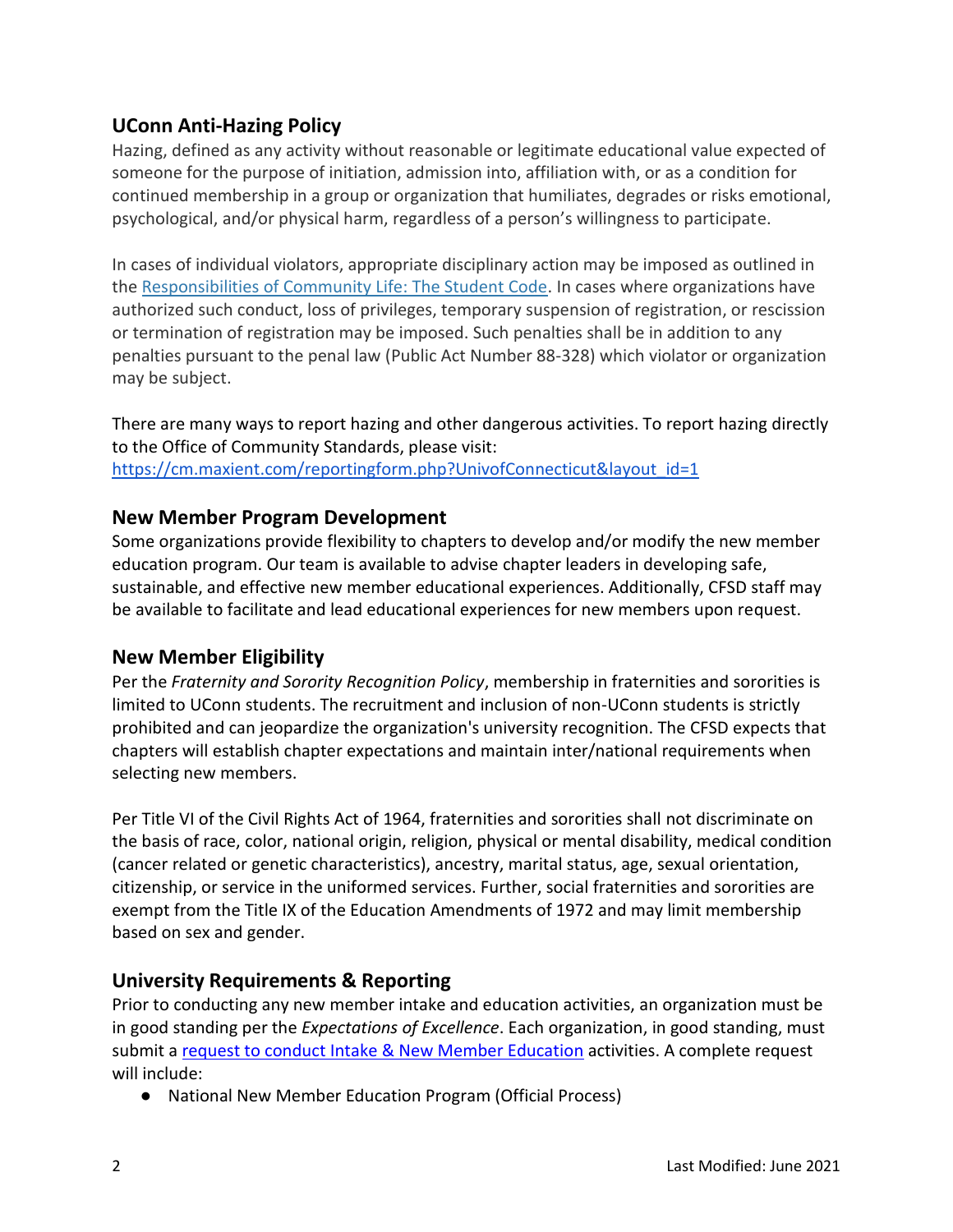## UConn Anti-Hazing Policy

Hazing, defined as any activity without reasonable or legitimate educational value expected of someone for the purpose of initiation, admission into, affiliation with, or as a condition for continued membership in a group or organization that humiliates, degrades or risks emotional, psychological, and/or physical harm, regardless of a person's willingness to participate.

In cases of individual violators, appropriate disciplinary action may be imposed as outlined in the [Responsibilities of Community Life: The Student Code](). In cases where organizations have authorized such conduct, loss of privileges, temporary suspension of registration, or rescission or termination of registration may be imposed. Such penalties shall be in addition to any penalties pursuant to the penal law (Public Act Number 88-328) which violator or organization may be subject.

There are many ways to report hazing and other dangerous activities. To report hazing directly to the Office of Community Standards, please visit: [https://cm.maxient.com/reportingform.php?UnivofConnecticut&layout_id=1](https://cm.maxient.com/reportingform.php?UnivofConnecticut&layout_id=1)

## New Member Program Development

Some organizations provide flexibility to chapters to develop and/or modify the new member education program. Our team is available to advise chapter leaders in developing safe, sustainable, and effective new member educational experiences. Additionally, CFSD staff may be available to facilitate and lead educational experiences for new members upon request.

## New Member Eligibility

Per the *Fraternity and Sorority Recognition Policy*, membership in fraternities and sororities is limited to UConn students. The recruitment and inclusion of non-UConn students is strictly prohibited and can jeopardize the organization's university recognition. The CFSD expects that chapters will establish chapter expectations and maintain inter/national requirements when selecting new members.

Per Title VI of the Civil Rights Act of 1964, fraternities and sororities shall not discriminate on the basis of race, color, national origin, religion, physical or mental disability, medical condition (cancer related or genetic characteristics), ancestry, marital status, age, sexual orientation, citizenship, or service in the uniformed services. Further, social fraternities and sororities are exempt from the Title IX of the Education Amendments of 1972 and may limit membership based on sex and gender.

## University Requirements & Reporting

Prior to conducting any new member intake and education activities, an organization must be in good standing per the *Expectations of Excellence*. Each organization, in good standing, must submit a [request to conduct Intake & New Member Education]() activities. A complete request will include:

- National New Member Education Program (Official Process)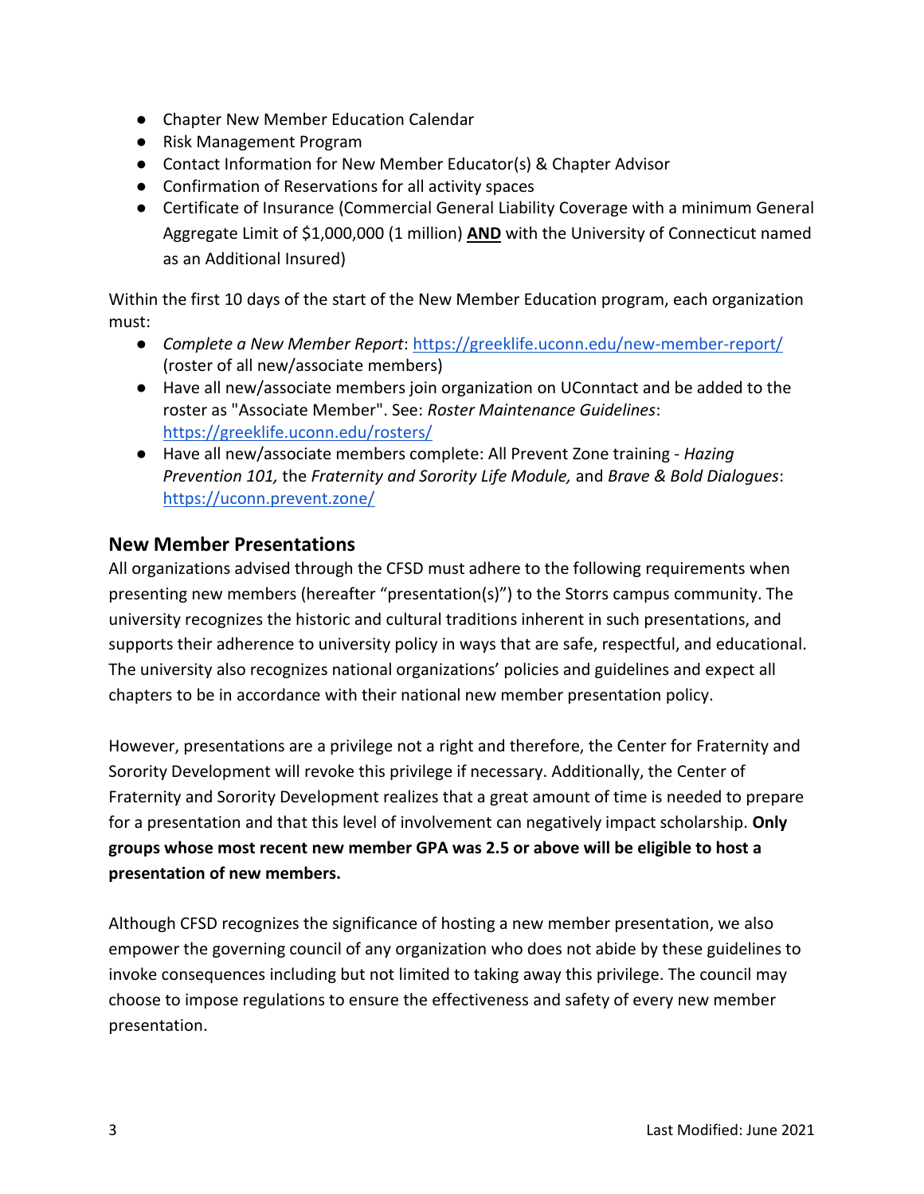- Chapter New Member Education Calendar
- Risk Management Program
- Contact Information for New Member Educator(s) & Chapter Advisor
- Confirmation of Reservations for all activity spaces
- Certificate of Insurance (Commercial General Liability Coverage with a minimum General Aggregate Limit of $1,000,000 (1 million) **AND** with the University of Connecticut named as an Additional Insured)

Within the first 10 days of the start of the New Member Education program, each organization must:

- *Complete a New Member Report*: https://greeklife.uconn.edu/new-member-report/ (roster of all new/associate members)
- Have all new/associate members join organization on UConntact and be added to the roster as "Associate Member". See: *Roster Maintenance Guidelines*: https://greeklife.uconn.edu/rosters/
- Have all new/associate members complete: All Prevent Zone training - *Hazing Prevention 101,* the *Fraternity and Sorority Life Module,* and *Brave & Bold Dialogues*: https://uconn.prevent.zone/

## New Member Presentations

All organizations advised through the CFSD must adhere to the following requirements when presenting new members (hereafter "presentation(s)") to the Storrs campus community. The university recognizes the historic and cultural traditions inherent in such presentations, and supports their adherence to university policy in ways that are safe, respectful, and educational. The university also recognizes national organizations' policies and guidelines and expect all chapters to be in accordance with their national new member presentation policy.

However, presentations are a privilege not a right and therefore, the Center for Fraternity and Sorority Development will revoke this privilege if necessary. Additionally, the Center of Fraternity and Sorority Development realizes that a great amount of time is needed to prepare for a presentation and that this level of involvement can negatively impact scholarship. **Only groups whose most recent new member GPA was 2.5 or above will be eligible to host a presentation of new members.**

Although CFSD recognizes the significance of hosting a new member presentation, we also empower the governing council of any organization who does not abide by these guidelines to invoke consequences including but not limited to taking away this privilege. The council may choose to impose regulations to ensure the effectiveness and safety of every new member presentation.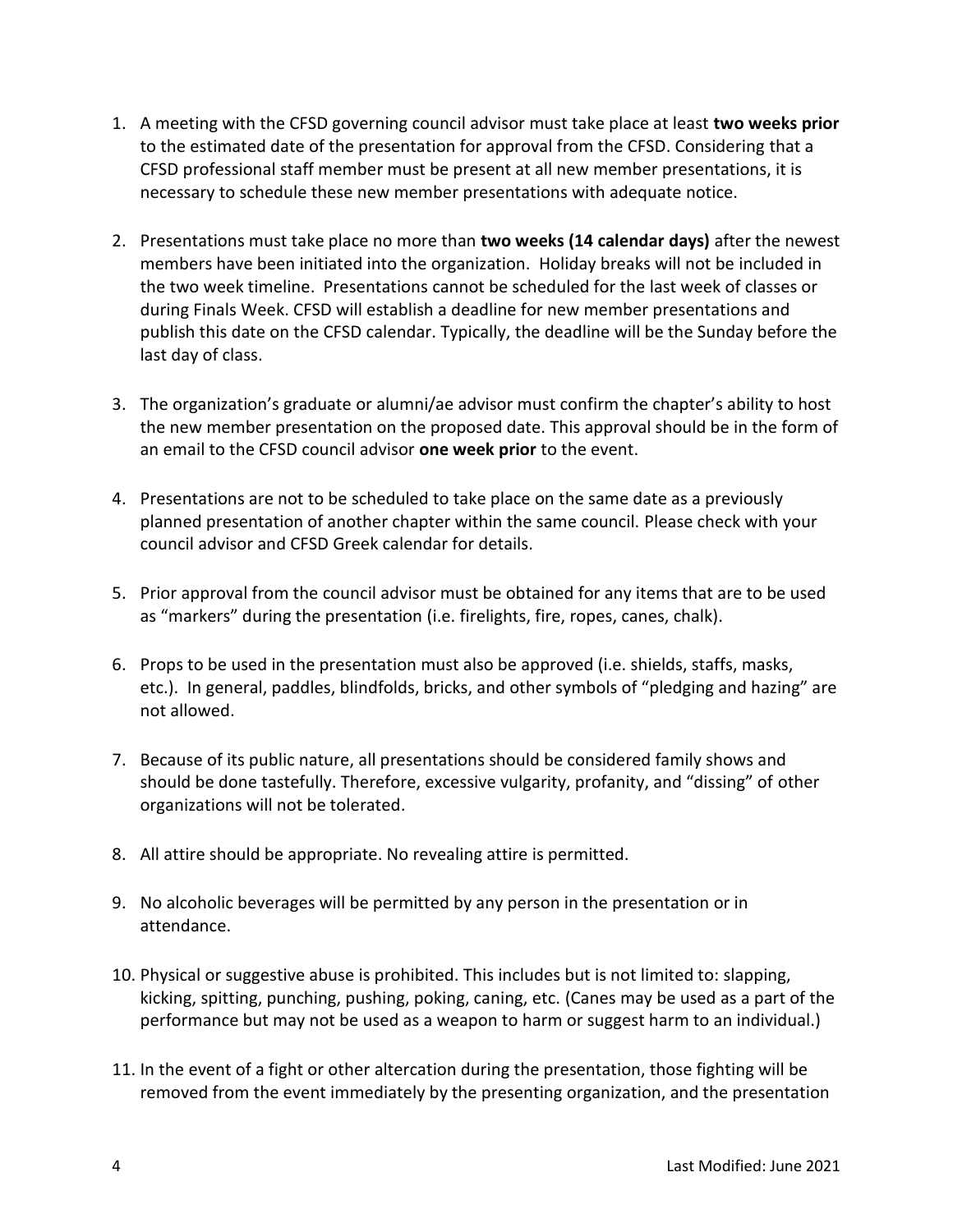1. A meeting with the CFSD governing council advisor must take place at least **two weeks prior** to the estimated date of the presentation for approval from the CFSD. Considering that a CFSD professional staff member must be present at all new member presentations, it is necessary to schedule these new member presentations with adequate notice.

2. Presentations must take place no more than **two weeks (14 calendar days)** after the newest members have been initiated into the organization. Holiday breaks will not be included in the two week timeline. Presentations cannot be scheduled for the last week of classes or during Finals Week. CFSD will establish a deadline for new member presentations and publish this date on the CFSD calendar. Typically, the deadline will be the Sunday before the last day of class.

3. The organization's graduate or alumni/ae advisor must confirm the chapter's ability to host the new member presentation on the proposed date. This approval should be in the form of an email to the CFSD council advisor **one week prior** to the event.

4. Presentations are not to be scheduled to take place on the same date as a previously planned presentation of another chapter within the same council. Please check with your council advisor and CFSD Greek calendar for details.

5. Prior approval from the council advisor must be obtained for any items that are to be used as "markers" during the presentation (i.e. firelights, fire, ropes, canes, chalk).

6. Props to be used in the presentation must also be approved (i.e. shields, staffs, masks, etc.). In general, paddles, blindfolds, bricks, and other symbols of "pledging and hazing" are not allowed.

7. Because of its public nature, all presentations should be considered family shows and should be done tastefully. Therefore, excessive vulgarity, profanity, and "dissing" of other organizations will not be tolerated.

8. All attire should be appropriate. No revealing attire is permitted.

9. No alcoholic beverages will be permitted by any person in the presentation or in attendance.

10. Physical or suggestive abuse is prohibited. This includes but is not limited to: slapping, kicking, spitting, punching, pushing, poking, caning, etc. (Canes may be used as a part of the performance but may not be used as a weapon to harm or suggest harm to an individual.)

11. In the event of a fight or other altercation during the presentation, those fighting will be removed from the event immediately by the presenting organization, and the presentation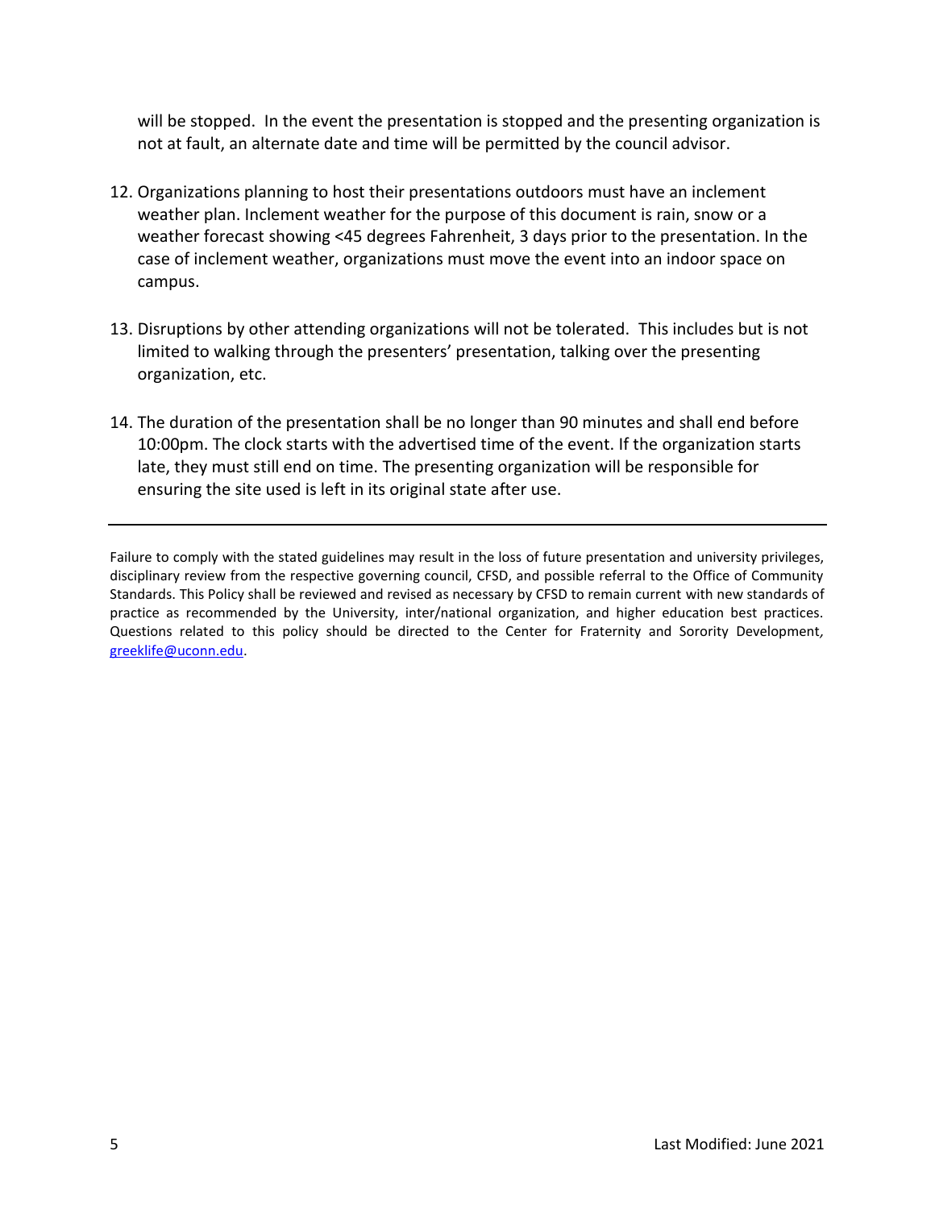will be stopped. In the event the presentation is stopped and the presenting organization is not at fault, an alternate date and time will be permitted by the council advisor.

12. Organizations planning to host their presentations outdoors must have an inclement weather plan. Inclement weather for the purpose of this document is rain, snow or a weather forecast showing <45 degrees Fahrenheit, 3 days prior to the presentation. In the case of inclement weather, organizations must move the event into an indoor space on campus.

13. Disruptions by other attending organizations will not be tolerated. This includes but is not limited to walking through the presenters' presentation, talking over the presenting organization, etc.

14. The duration of the presentation shall be no longer than 90 minutes and shall end before 10:00pm. The clock starts with the advertised time of the event. If the organization starts late, they must still end on time. The presenting organization will be responsible for ensuring the site used is left in its original state after use.

---

Failure to comply with the stated guidelines may result in the loss of future presentation and university privileges, disciplinary review from the respective governing council, CFSD, and possible referral to the Office of Community Standards. This Policy shall be reviewed and revised as necessary by CFSD to remain current with new standards of practice as recommended by the University, inter/national organization, and higher education best practices. Questions related to this policy should be directed to the Center for Fraternity and Sorority Development, greeklife@uconn.edu.